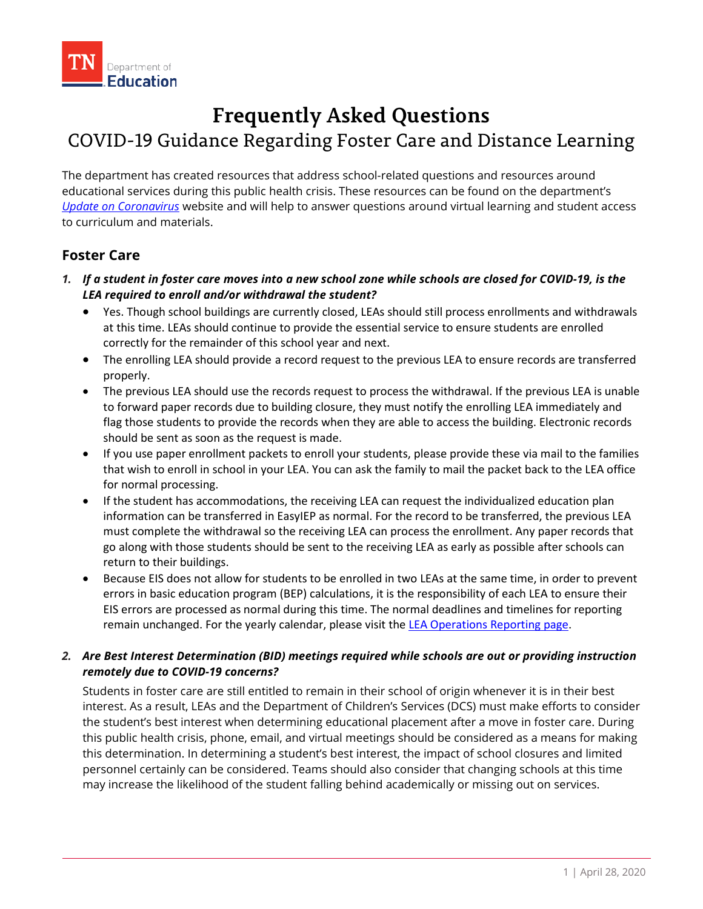# Frequently Asked Questions

## COVID-19 Guidance Regarding Foster Care and Distance Learning

The department has created resources that address school-related questions and resources around educational services during this public health crisis. These resources can be found on the department's *Update on Coronavirus* website and will help to answer questions around virtual learning and student access to curriculum and materials.

### Foster Care

1. ***If a student in foster care moves into a new school zone while schools are closed for COVID-19, is the LEA required to enroll and/or withdrawal the student?***
   - Yes. Though school buildings are currently closed, LEAs should still process enrollments and withdrawals at this time. LEAs should continue to provide the essential service to ensure students are enrolled correctly for the remainder of this school year and next.
   - The enrolling LEA should provide a record request to the previous LEA to ensure records are transferred properly.
   - The previous LEA should use the records request to process the withdrawal. If the previous LEA is unable to forward paper records due to building closure, they must notify the enrolling LEA immediately and flag those students to provide the records when they are able to access the building. Electronic records should be sent as soon as the request is made.
   - If you use paper enrollment packets to enroll your students, please provide these via mail to the families that wish to enroll in school in your LEA. You can ask the family to mail the packet back to the LEA office for normal processing.
   - If the student has accommodations, the receiving LEA can request the individualized education plan information can be transferred in EasyIEP as normal. For the record to be transferred, the previous LEA must complete the withdrawal so the receiving LEA can process the enrollment. Any paper records that go along with those students should be sent to the receiving LEA as early as possible after schools can return to their buildings.
   - Because EIS does not allow for students to be enrolled in two LEAs at the same time, in order to prevent errors in basic education program (BEP) calculations, it is the responsibility of each LEA to ensure their EIS errors are processed as normal during this time. The normal deadlines and timelines for reporting remain unchanged. For the yearly calendar, please visit the LEA Operations Reporting page.

2. ***Are Best Interest Determination (BID) meetings required while schools are out or providing instruction remotely due to COVID-19 concerns?***

   Students in foster care are still entitled to remain in their school of origin whenever it is in their best interest. As a result, LEAs and the Department of Children's Services (DCS) must make efforts to consider the student's best interest when determining educational placement after a move in foster care. During this public health crisis, phone, email, and virtual meetings should be considered as a means for making this determination. In determining a student's best interest, the impact of school closures and limited personnel certainly can be considered. Teams should also consider that changing schools at this time may increase the likelihood of the student falling behind academically or missing out on services.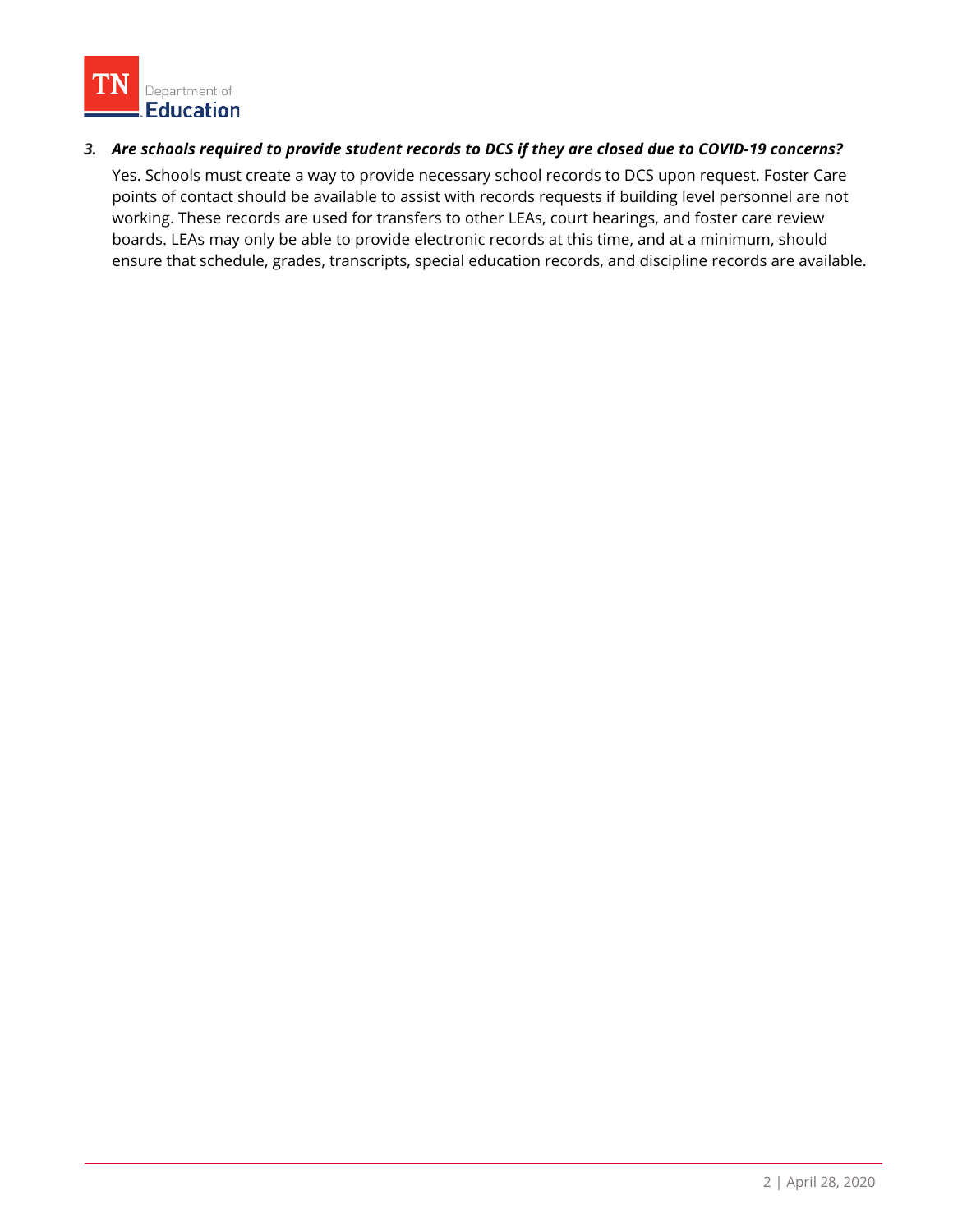3. ***Are schools required to provide student records to DCS if they are closed due to COVID-19 concerns?***

   Yes. Schools must create a way to provide necessary school records to DCS upon request. Foster Care points of contact should be available to assist with records requests if building level personnel are not working. These records are used for transfers to other LEAs, court hearings, and foster care review boards. LEAs may only be able to provide electronic records at this time, and at a minimum, should ensure that schedule, grades, transcripts, special education records, and discipline records are available.